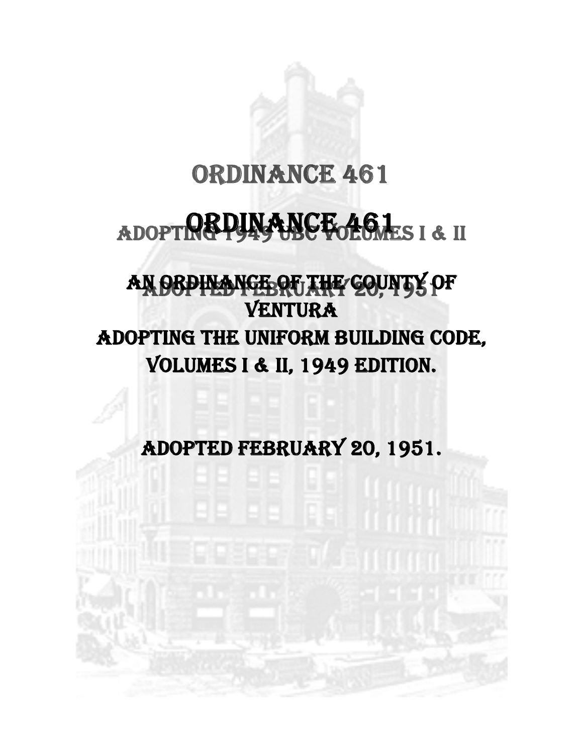# ORDINANCE 461

# ORDINANCE 461

## ADOPTING 1949 UBC VOLUMES I & II

## ADOPTED FEBRUARY 20, 1951

## AN ORDINANCE OF THE COUNTY OF VENTURA ADOPTING THE UNIFORM BUILDING CODE, VOLUMES I & II, 1949 EDITION.

## ADOPTED FEBRUARY 20, 1951.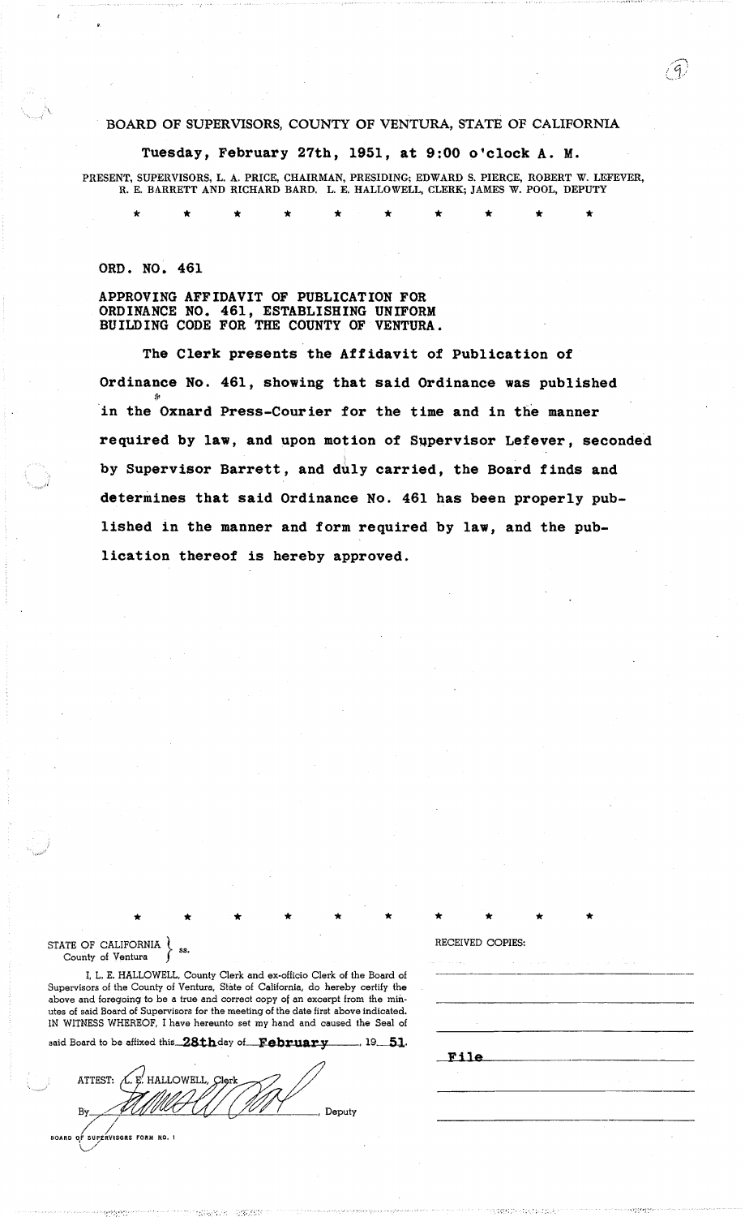BOARD OF SUPERVISORS, COUNTY OF VENTURA, STATE OF CALIFORNIA

**Tuesday, February 27th, 1951, at 9:00 o'clock A. M.**

PRESENT, SUPERVISORS, L. A. PRICE, CHAIRMAN, PRESIDING; EDWARD S. PIERCE, ROBERT W. LEFEVER, R. E. BARRETT AND RICHARD BARD. L. E. HALLOWELL, CLERK; JAMES W. POOL, DEPUTY

\* \* \* \* \* \* \* \* \* \*

**ORD. NO. 461**

**APPROVING AFFIDAVIT OF PUBLICATION FOR ORDINANCE NO. 461, ESTABLISHING UNIFORM BUILDING CODE FOR THE COUNTY OF VENTURA.**

**The Clerk presents the Affidavit of Publication of Ordinance No. 461, showing that said Ordinance was published in the Oxnard Press-Courier for the time and in the manner required by law, and upon motion of Supervisor Lefever, seconded by Supervisor Barrett, and duly carried, the Board finds and determines that said Ordinance No. 461 has been properly published in the manner and form required by law, and the publication thereof is hereby approved.**

\* \* \* \* \* \* \* \* \* \*

STATE OF CALIFORNIA }
County of Ventura } ss.

I, L. E. HALLOWELL, County Clerk and ex-officio Clerk of the Board of Supervisors of the County of Ventura, State of California, do hereby certify the above and foregoing to be a true and correct copy of an excerpt from the minutes of said Board of Supervisors for the meeting of the date first above indicated. IN WITNESS WHEREOF, I have hereunto set my hand and caused the Seal of said Board to be affixed this **28th** day of **February**, 19**51**.

ATTEST: L. E. HALLOWELL, Clerk

By James W. Pool, Deputy

RECEIVED COPIES:

**File**

BOARD OF SUPERVISORS FORM NO. 1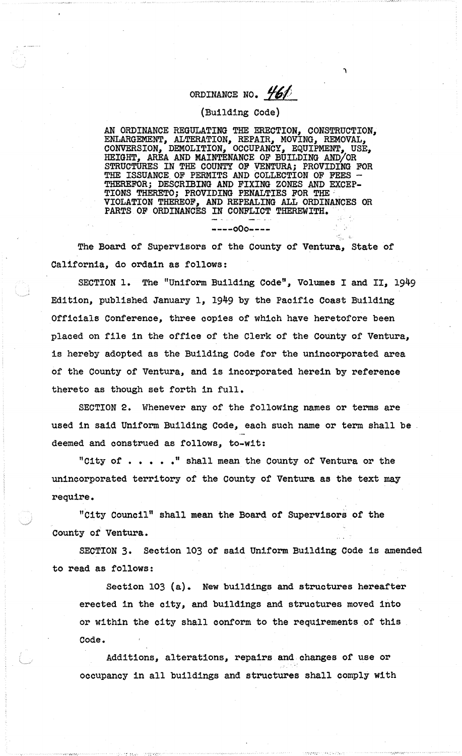# ORDINANCE NO. 461

## (Building Code)

AN ORDINANCE REGULATING THE ERECTION, CONSTRUCTION, ENLARGEMENT, ALTERATION, REPAIR, MOVING, REMOVAL, CONVERSION, DEMOLITION, OCCUPANCY, EQUIPMENT, USE, HEIGHT, AREA AND MAINTENANCE OF BUILDING AND/OR STRUCTURES IN THE COUNTY OF VENTURA; PROVIDING FOR THE ISSUANCE OF PERMITS AND COLLECTION OF FEES - THEREFOR; DESCRIBING AND FIXING ZONES AND EXCEPTIONS THERETO; PROVIDING PENALTIES FOR THE VIOLATION THEREOF, AND REPEALING ALL ORDINANCES OR PARTS OF ORDINANCES IN CONFLICT THEREWITH.

----oOo----

The Board of Supervisors of the County of Ventura, State of California, do ordain as follows:

SECTION 1. The "Uniform Building Code", Volumes I and II, 1949 Edition, published January 1, 1949 by the Pacific Coast Building Officials Conference, three copies of which have heretofore been placed on file in the office of the Clerk of the County of Ventura, is hereby adopted as the Building Code for the unincorporated area of the County of Ventura, and is incorporated herein by reference thereto as though set forth in full.

SECTION 2. Whenever any of the following names or terms are used in said Uniform Building Code, each such name or term shall be deemed and construed as follows, to-wit:

"City of . . . . ." shall mean the County of Ventura or the unincorporated territory of the County of Ventura as the text may require.

"City Council" shall mean the Board of Supervisors of the County of Ventura.

SECTION 3. Section 103 of said Uniform Building Code is amended to read as follows:

Section 103 (a). New buildings and structures hereafter erected in the city, and buildings and structures moved into or within the city shall conform to the requirements of this Code.

Additions, alterations, repairs and changes of use or occupancy in all buildings and structures shall comply with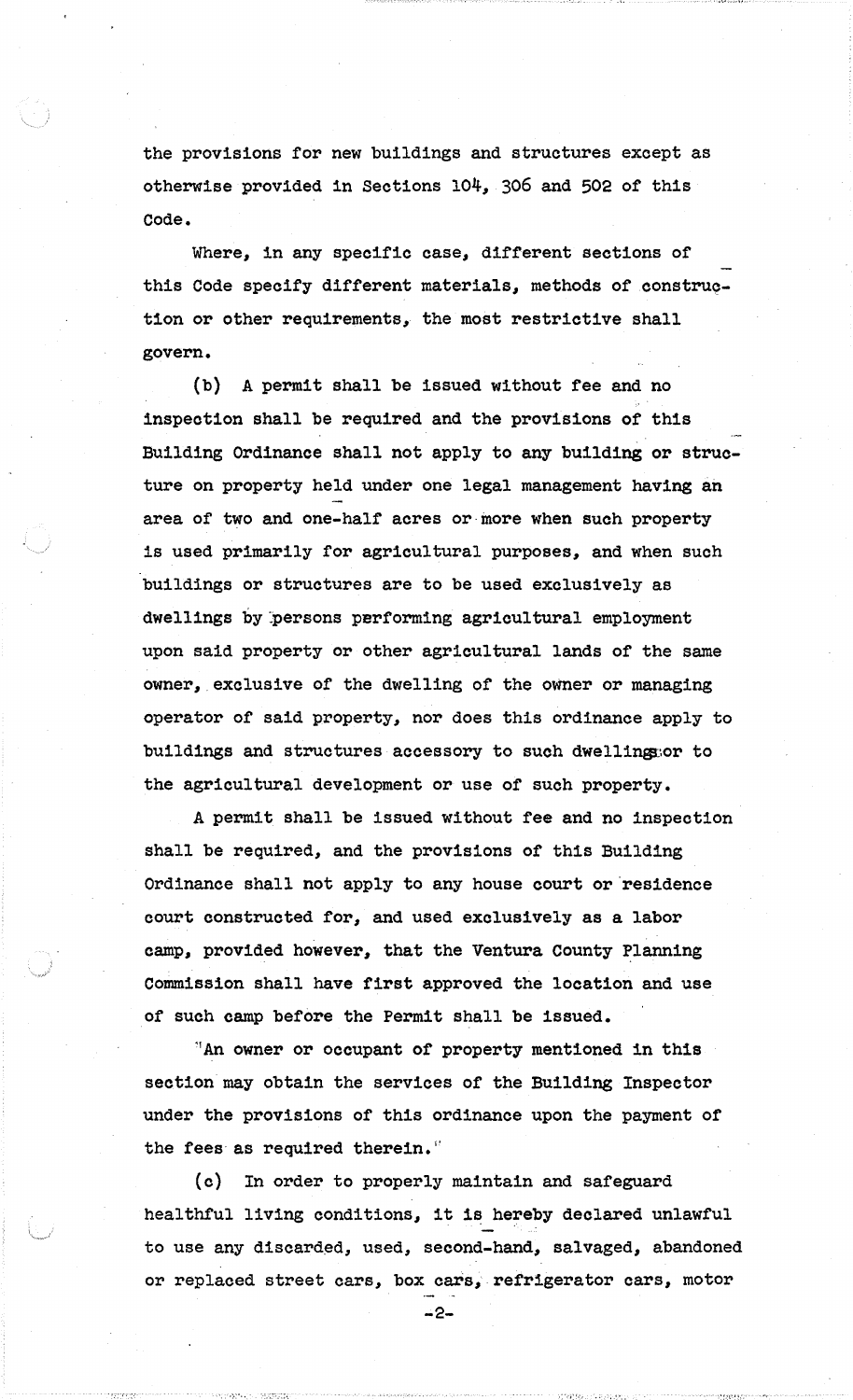the provisions for new buildings and structures except as otherwise provided in Sections 104, 306 and 502 of this Code.

Where, in any specific case, different sections of this Code specify different materials, methods of construction or other requirements, the most restrictive shall govern.

(b) A permit shall be issued without fee and no inspection shall be required and the provisions of this Building Ordinance shall not apply to any building or structure on property held under one legal management having an area of two and one-half acres or more when such property is used primarily for agricultural purposes, and when such buildings or structures are to be used exclusively as dwellings by persons performing agricultural employment upon said property or other agricultural lands of the same owner, exclusive of the dwelling of the owner or managing operator of said property, nor does this ordinance apply to buildings and structures accessory to such dwellings or to the agricultural development or use of such property.

A permit shall be issued without fee and no inspection shall be required, and the provisions of this Building Ordinance shall not apply to any house court or residence court constructed for, and used exclusively as a labor camp, provided however, that the Ventura County Planning Commission shall have first approved the location and use of such camp before the Permit shall be issued.

"An owner or occupant of property mentioned in this section may obtain the services of the Building Inspector under the provisions of this ordinance upon the payment of the fees as required therein."

(c) In order to properly maintain and safeguard healthful living conditions, it is hereby declared unlawful to use any discarded, used, second-hand, salvaged, abandoned or replaced street cars, box cars, refrigerator cars, motor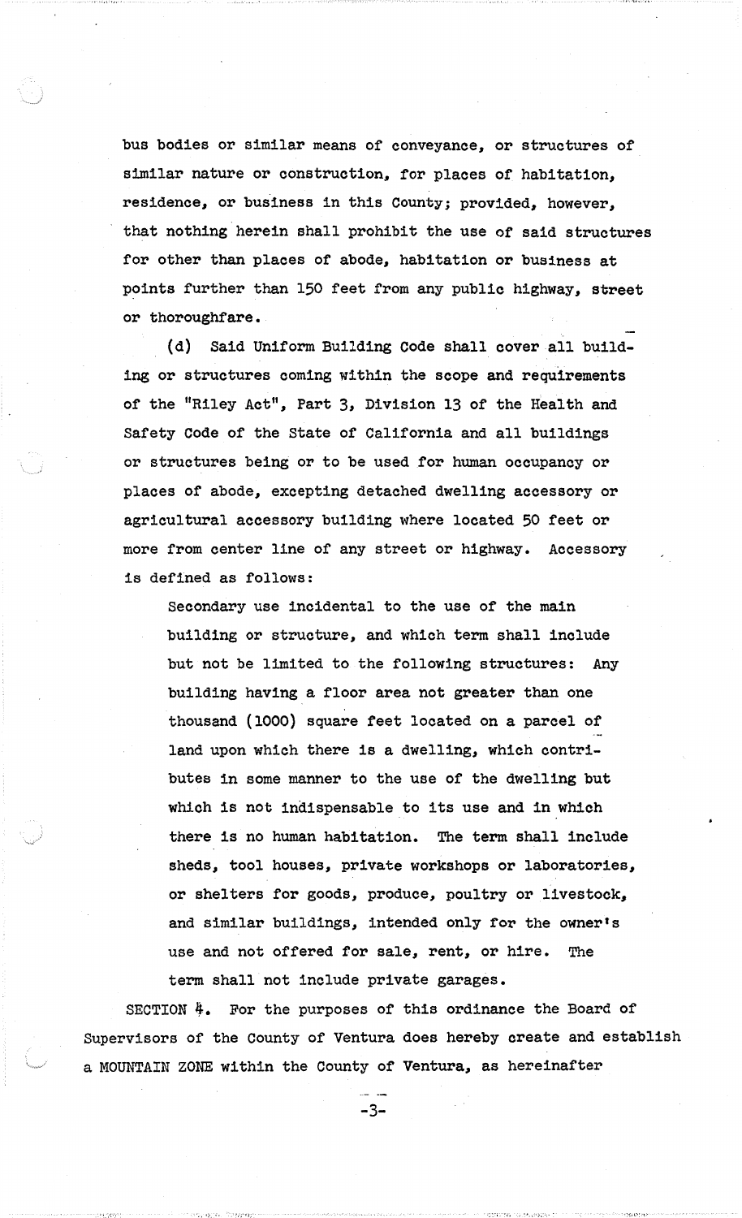bus bodies or similar means of conveyance, or structures of similar nature or construction, for places of habitation, residence, or business in this County; provided, however, that nothing herein shall prohibit the use of said structures for other than places of abode, habitation or business at points further than 150 feet from any public highway, street or thoroughfare.

(d) Said Uniform Building Code shall cover all building or structures coming within the scope and requirements of the "Riley Act", Part 3, Division 13 of the Health and Safety Code of the State of California and all buildings or structures being or to be used for human occupancy or places of abode, excepting detached dwelling accessory or agricultural accessory building where located 50 feet or more from center line of any street or highway. Accessory is defined as follows:

> Secondary use incidental to the use of the main building or structure, and which term shall include but not be limited to the following structures: Any building having a floor area not greater than one thousand (1000) square feet located on a parcel of land upon which there is a dwelling, which contributes in some manner to the use of the dwelling but which is not indispensable to its use and in which there is no human habitation. The term shall include sheds, tool houses, private workshops or laboratories, or shelters for goods, produce, poultry or livestock, and similar buildings, intended only for the owner's use and not offered for sale, rent, or hire. The term shall not include private garages.

SECTION 4. For the purposes of this ordinance the Board of Supervisors of the County of Ventura does hereby create and establish a MOUNTAIN ZONE within the County of Ventura, as hereinafter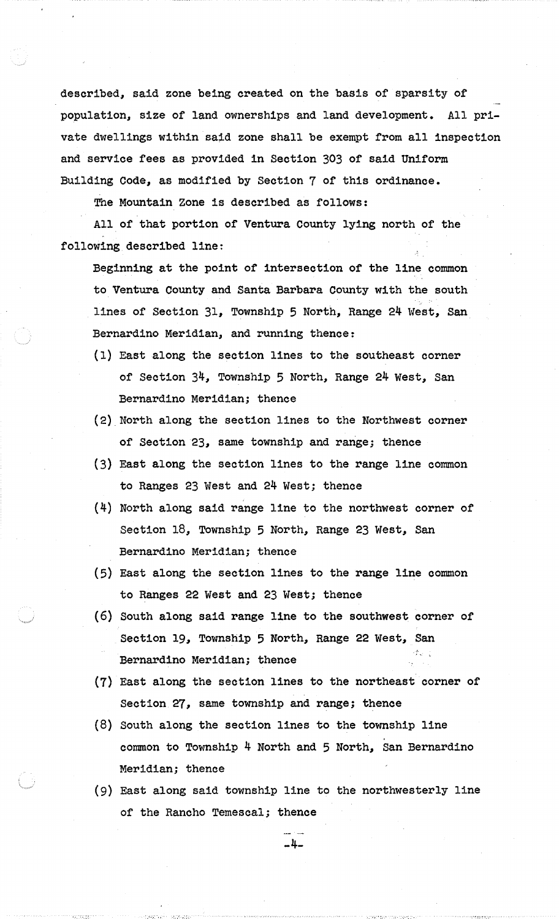described, said zone being created on the basis of sparsity of population, size of land ownerships and land development. All private dwellings within said zone shall be exempt from all inspection and service fees as provided in Section 303 of said Uniform Building Code, as modified by Section 7 of this ordinance.

The Mountain Zone is described as follows:

All of that portion of Ventura County lying north of the following described line:

Beginning at the point of intersection of the line common to Ventura County and Santa Barbara County with the south lines of Section 31, Township 5 North, Range 24 West, San Bernardino Meridian, and running thence:

(1) East along the section lines to the southeast corner of Section 34, Township 5 North, Range 24 West, San Bernardino Meridian; thence

(2) North along the section lines to the Northwest corner of Section 23, same township and range; thence

(3) East along the section lines to the range line common to Ranges 23 West and 24 West; thence

(4) North along said range line to the northwest corner of Section 18, Township 5 North, Range 23 West, San Bernardino Meridian; thence

(5) East along the section lines to the range line common to Ranges 22 West and 23 West; thence

(6) South along said range line to the southwest corner of Section 19, Township 5 North, Range 22 West, San Bernardino Meridian; thence

(7) East along the section lines to the northeast corner of Section 27, same township and range; thence

(8) South along the section lines to the township line common to Township 4 North and 5 North, San Bernardino Meridian; thence

(9) East along said township line to the northwesterly line of the Rancho Temescal; thence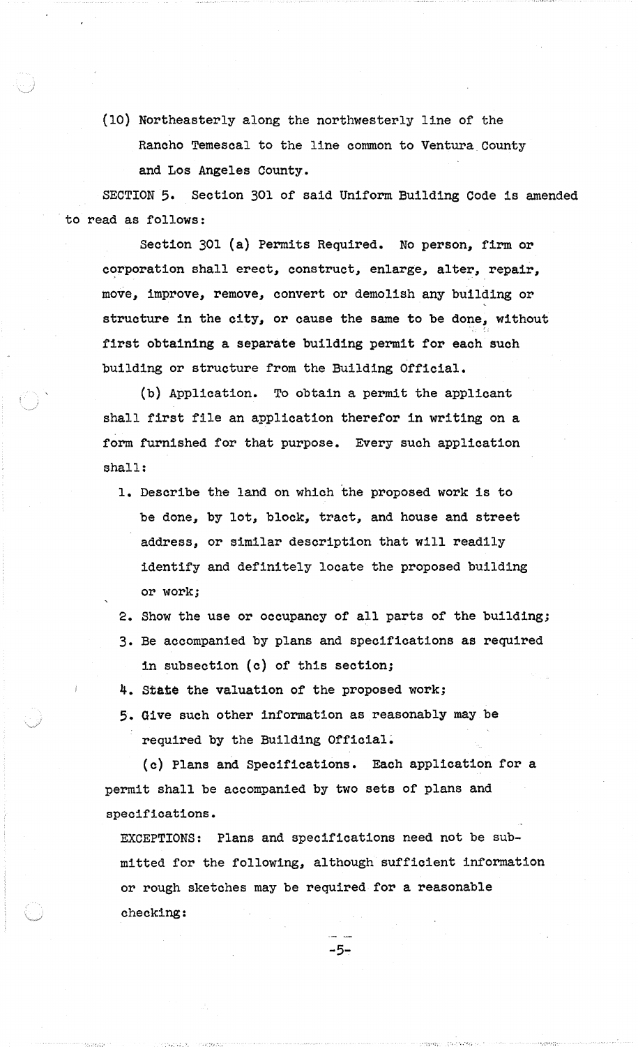(10) Northeasterly along the northwesterly line of the Rancho Temescal to the line common to Ventura County and Los Angeles County.

SECTION 5. Section 301 of said Uniform Building Code is amended to read as follows:

Section 301 (a) Permits Required. No person, firm or corporation shall erect, construct, enlarge, alter, repair, move, improve, remove, convert or demolish any building or structure in the city, or cause the same to be done, without first obtaining a separate building permit for each such building or structure from the Building Official.

(b) Application. To obtain a permit the applicant shall first file an application therefor in writing on a form furnished for that purpose. Every such application shall:

1. Describe the land on which the proposed work is to be done, by lot, block, tract, and house and street address, or similar description that will readily identify and definitely locate the proposed building or work;
2. Show the use or occupancy of all parts of the building;
3. Be accompanied by plans and specifications as required in subsection (c) of this section;
4. State the valuation of the proposed work;
5. Give such other information as reasonably may be required by the Building Official.

(c) Plans and Specifications. Each application for a permit shall be accompanied by two sets of plans and specifications.

EXCEPTIONS: Plans and specifications need not be submitted for the following, although sufficient information or rough sketches may be required for a reasonable checking: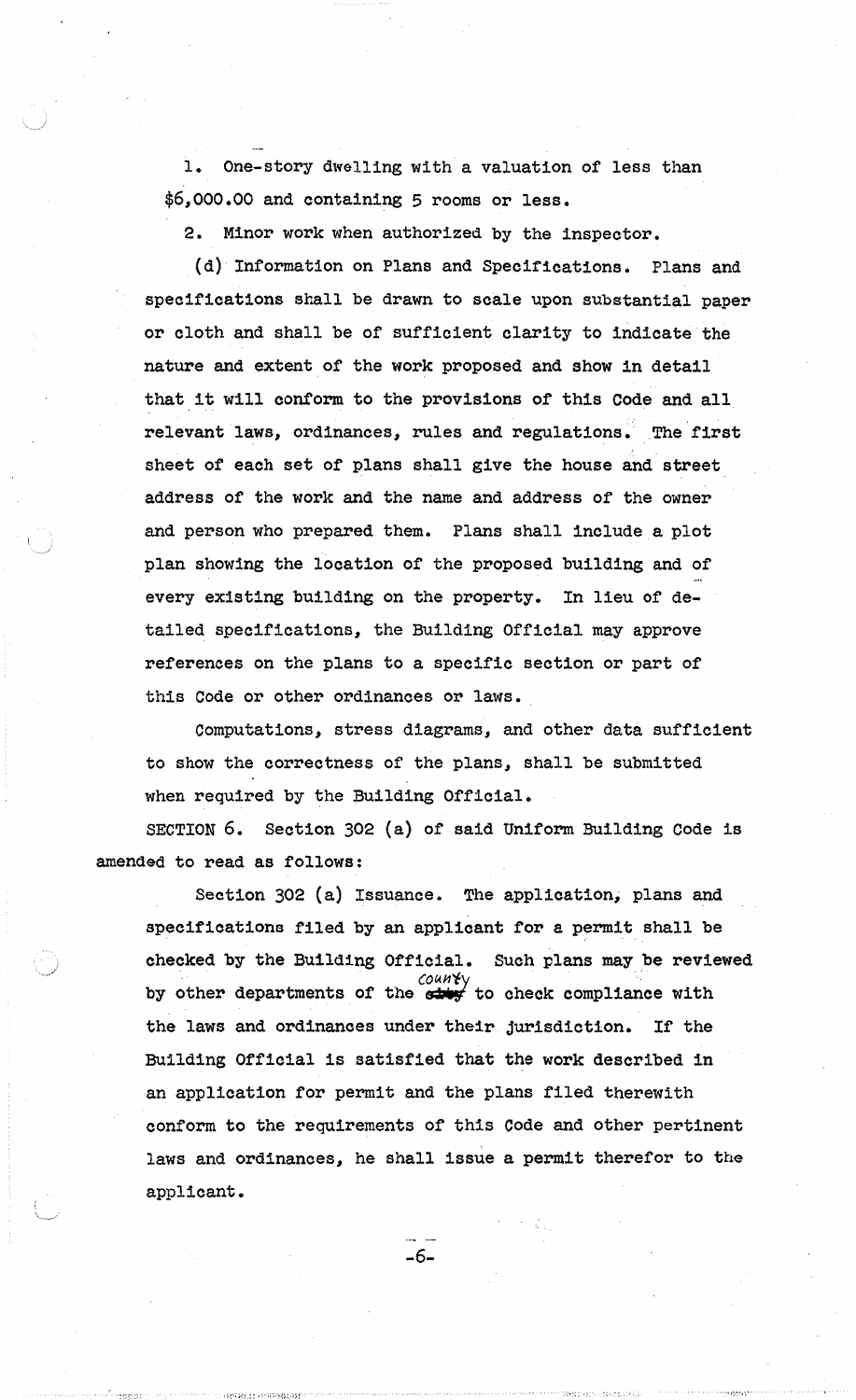1. One-story dwelling with a valuation of less than $6,000.00 and containing 5 rooms or less.

2. Minor work when authorized by the inspector.

(d) Information on Plans and Specifications. Plans and specifications shall be drawn to scale upon substantial paper or cloth and shall be of sufficient clarity to indicate the nature and extent of the work proposed and show in detail that it will conform to the provisions of this Code and all relevant laws, ordinances, rules and regulations. The first sheet of each set of plans shall give the house and street address of the work and the name and address of the owner and person who prepared them. Plans shall include a plot plan showing the location of the proposed building and of every existing building on the property. In lieu of detailed specifications, the Building Official may approve references on the plans to a specific section or part of this Code or other ordinances or laws.

Computations, stress diagrams, and other data sufficient to show the correctness of the plans, shall be submitted when required by the Building Official.

SECTION 6. Section 302 (a) of said Uniform Building Code is amended to read as follows:

Section 302 (a) Issuance. The application, plans and specifications filed by an applicant for a permit shall be checked by the Building Official. Such plans may be reviewed by other departments of the ~~city~~ county to check compliance with the laws and ordinances under their jurisdiction. If the Building Official is satisfied that the work described in an application for permit and the plans filed therewith conform to the requirements of this Code and other pertinent laws and ordinances, he shall issue a permit therefor to the applicant.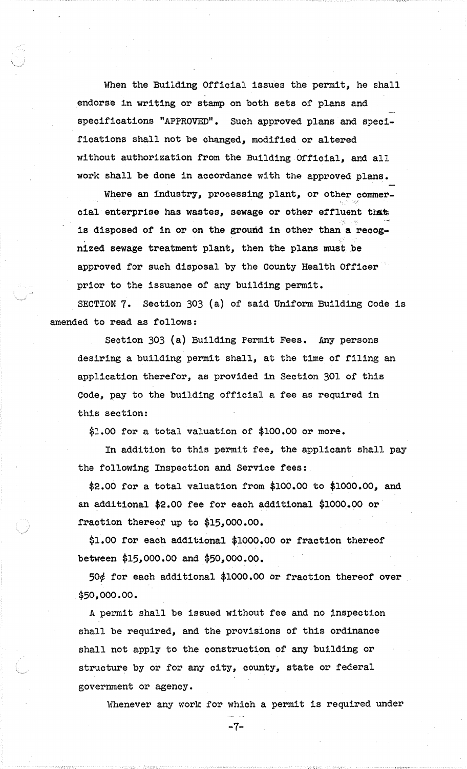When the Building Official issues the permit, he shall endorse in writing or stamp on both sets of plans and specifications "APPROVED". Such approved plans and specifications shall not be changed, modified or altered without authorization from the Building Official, and all work shall be done in accordance with the approved plans.

Where an industry, processing plant, or other commercial enterprise has wastes, sewage or other effluent that is disposed of in or on the ground in other than a recognized sewage treatment plant, then the plans must be approved for such disposal by the County Health Officer prior to the issuance of any building permit.

SECTION 7. Section 303 (a) of said Uniform Building Code is amended to read as follows:

Section 303 (a) Building Permit Fees. Any persons desiring a building permit shall, at the time of filing an application therefor, as provided in Section 301 of this Code, pay to the building official a fee as required in this section:

$1.00 for a total valuation of $100.00 or more.

In addition to this permit fee, the applicant shall pay the following Inspection and Service fees:

$2.00 for a total valuation from $100.00 to $1000.00, and an additional $2.00 fee for each additional $1000.00 or fraction thereof up to $15,000.00.

$1.00 for each additional $1000.00 or fraction thereof between $15,000.00 and $50,000.00.

50¢ for each additional $1000.00 or fraction thereof over $50,000.00.

A permit shall be issued without fee and no inspection shall be required, and the provisions of this ordinance shall not apply to the construction of any building or structure by or for any city, county, state or federal government or agency.

Whenever any work for which a permit is required under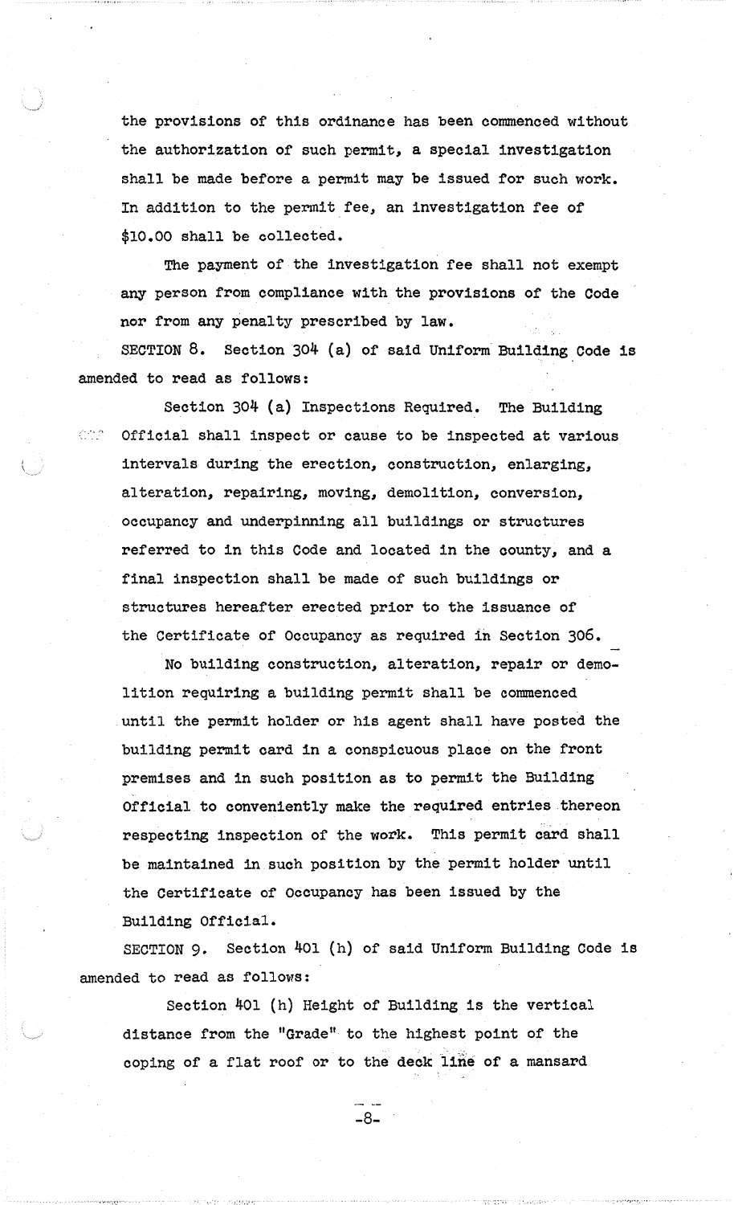the provisions of this ordinance has been commenced without the authorization of such permit, a special investigation shall be made before a permit may be issued for such work. In addition to the permit fee, an investigation fee of $10.00 shall be collected.

The payment of the investigation fee shall not exempt any person from compliance with the provisions of the Code nor from any penalty prescribed by law.

SECTION 8. Section 304 (a) of said Uniform Building Code is amended to read as follows:

Section 304 (a) Inspections Required. The Building Official shall inspect or cause to be inspected at various intervals during the erection, construction, enlarging, alteration, repairing, moving, demolition, conversion, occupancy and underpinning all buildings or structures referred to in this Code and located in the county, and a final inspection shall be made of such buildings or structures hereafter erected prior to the issuance of the Certificate of Occupancy as required in Section 306.

No building construction, alteration, repair or demolition requiring a building permit shall be commenced until the permit holder or his agent shall have posted the building permit card in a conspicuous place on the front premises and in such position as to permit the Building Official to conveniently make the required entries thereon respecting inspection of the work. This permit card shall be maintained in such position by the permit holder until the Certificate of Occupancy has been issued by the Building Official.

SECTION 9. Section 401 (h) of said Uniform Building Code is amended to read as follows:

Section 401 (h) Height of Building is the vertical distance from the "Grade" to the highest point of the coping of a flat roof or to the deck line of a mansard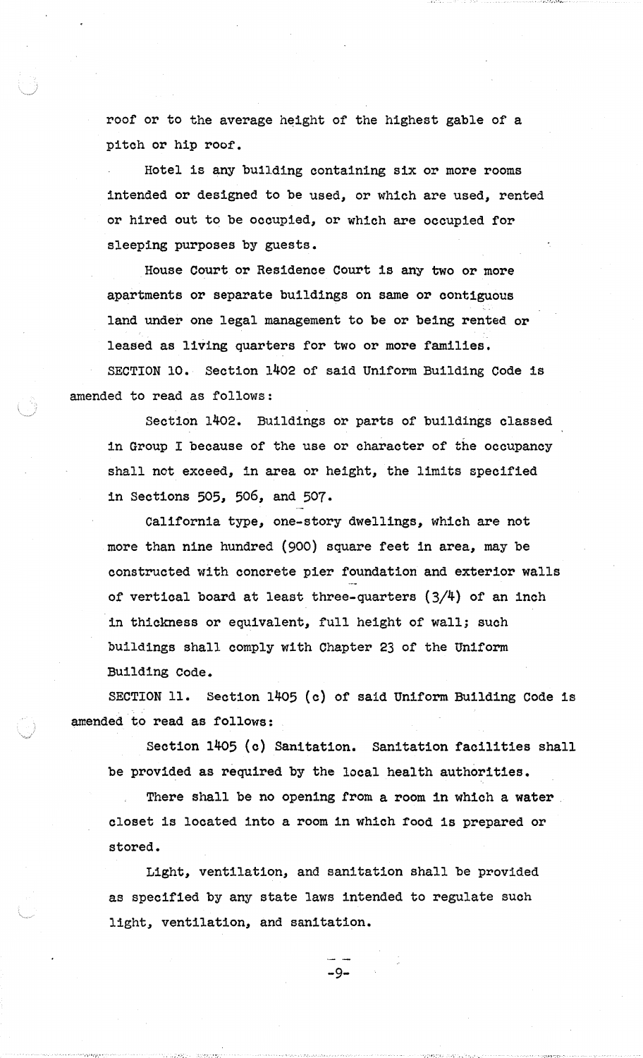roof or to the average height of the highest gable of a pitch or hip roof.

Hotel is any building containing six or more rooms intended or designed to be used, or which are used, rented or hired out to be occupied, or which are occupied for sleeping purposes by guests.

House Court or Residence Court is any two or more apartments or separate buildings on same or contiguous land under one legal management to be or being rented or leased as living quarters for two or more families.

SECTION 10. Section 1402 of said Uniform Building Code is amended to read as follows:

Section 1402. Buildings or parts of buildings classed in Group I because of the use or character of the occupancy shall not exceed, in area or height, the limits specified in Sections 505, 506, and 507.

California type, one-story dwellings, which are not more than nine hundred (900) square feet in area, may be constructed with concrete pier foundation and exterior walls of vertical board at least three-quarters (3/4) of an inch in thickness or equivalent, full height of wall; such buildings shall comply with Chapter 23 of the Uniform Building Code.

SECTION 11. Section 1405 (c) of said Uniform Building Code is amended to read as follows:

Section 1405 (c) Sanitation. Sanitation facilities shall be provided as required by the local health authorities.

There shall be no opening from a room in which a water closet is located into a room in which food is prepared or stored.

Light, ventilation, and sanitation shall be provided as specified by any state laws intended to regulate such light, ventilation, and sanitation.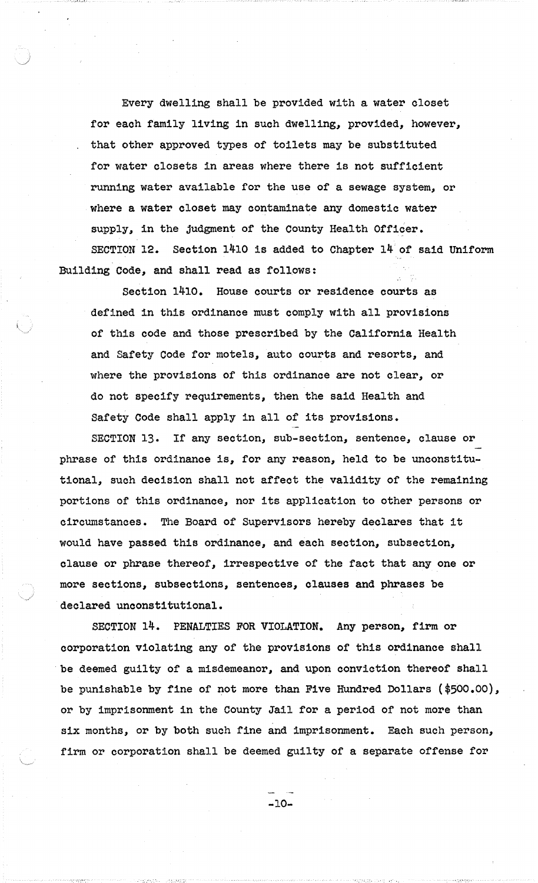Every dwelling shall be provided with a water closet for each family living in such dwelling, provided, however, that other approved types of toilets may be substituted for water closets in areas where there is not sufficient running water available for the use of a sewage system, or where a water closet may contaminate any domestic water supply, in the judgment of the County Health Officer.

SECTION 12. Section 1410 is added to Chapter 14 of said Uniform Building Code, and shall read as follows:

Section 1410. House courts or residence courts as defined in this ordinance must comply with all provisions of this code and those prescribed by the California Health and Safety Code for motels, auto courts and resorts, and where the provisions of this ordinance are not clear, or do not specify requirements, then the said Health and Safety Code shall apply in all of its provisions.

SECTION 13. If any section, sub-section, sentence, clause or phrase of this ordinance is, for any reason, held to be unconstitutional, such decision shall not affect the validity of the remaining portions of this ordinance, nor its application to other persons or circumstances. The Board of Supervisors hereby declares that it would have passed this ordinance, and each section, subsection, clause or phrase thereof, irrespective of the fact that any one or more sections, subsections, sentences, clauses and phrases be declared unconstitutional.

SECTION 14. PENALTIES FOR VIOLATION. Any person, firm or corporation violating any of the provisions of this ordinance shall be deemed guilty of a misdemeanor, and upon conviction thereof shall be punishable by fine of not more than Five Hundred Dollars ($500.00), or by imprisonment in the County Jail for a period of not more than six months, or by both such fine and imprisonment. Each such person, firm or corporation shall be deemed guilty of a separate offense for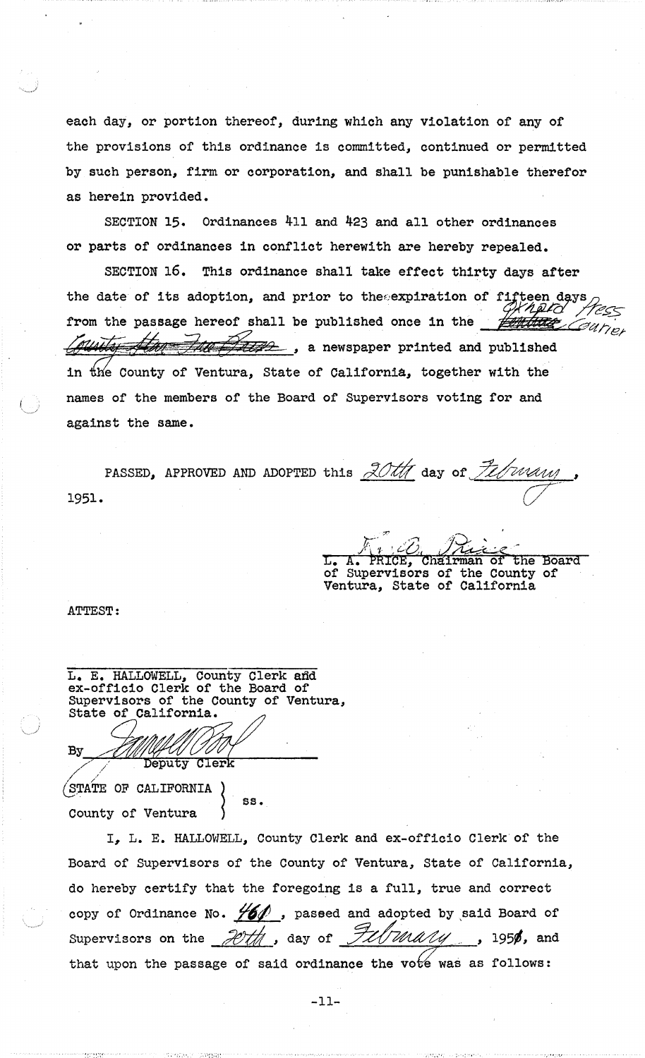each day, or portion thereof, during which any violation of any of the provisions of this ordinance is committed, continued or permitted by such person, firm or corporation, and shall be punishable therefor as herein provided.

SECTION 15. Ordinances 411 and 423 and all other ordinances or parts of ordinances in conflict herewith are hereby repealed.

SECTION 16. This ordinance shall take effect thirty days after the date of its adoption, and prior to the expiration of fifteen days from the passage hereof shall be published once in the ~~Ventura~~ Oxnard Press Courier ~~County Star Free Press~~, a newspaper printed and published in the County of Ventura, State of California, together with the names of the members of the Board of Supervisors voting for and against the same.

PASSED, APPROVED AND ADOPTED this 20th day of February, 1951.

L. A. Price

L. A. PRICE, Chairman of the Board of Supervisors of the County of Ventura, State of California

ATTEST:

L. E. HALLOWELL, County Clerk and ex-officio Clerk of the Board of Supervisors of the County of Ventura, State of California.

By _______________
Deputy Clerk

STATE OF CALIFORNIA )
) ss.
County of Ventura )

I, L. E. HALLOWELL, County Clerk and ex-officio Clerk of the Board of Supervisors of the County of Ventura, State of California, do hereby certify that the foregoing is a full, true and correct copy of Ordinance No. 460, passed and adopted by said Board of Supervisors on the 20th, day of February, 195~~0~~, and that upon the passage of said ordinance the vote was as follows: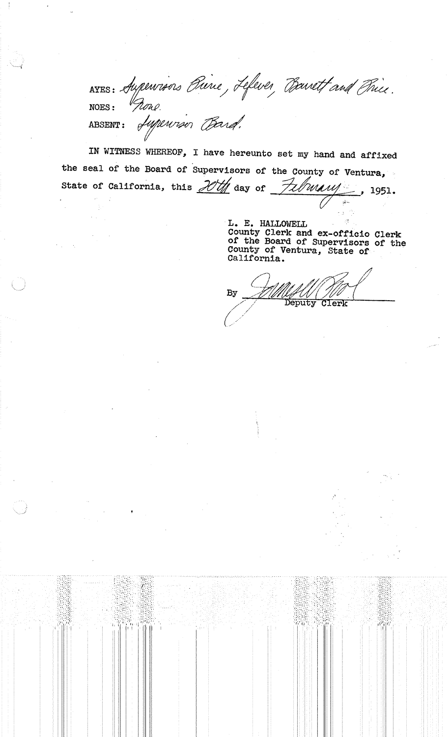AYES: Supervisors Pierre, Lefever, Barrett and Price.

NOES: None.

ABSENT: Supervisor Baird.

IN WITNESS WHEREOF, I have hereunto set my hand and affixed the seal of the Board of Supervisors of the County of Ventura, State of California, this 20th day of February, 1951.

L. E. HALLOWELL
County Clerk and ex-officio Clerk of the Board of Supervisors of the County of Ventura, State of California.

By ______________________
Deputy Clerk